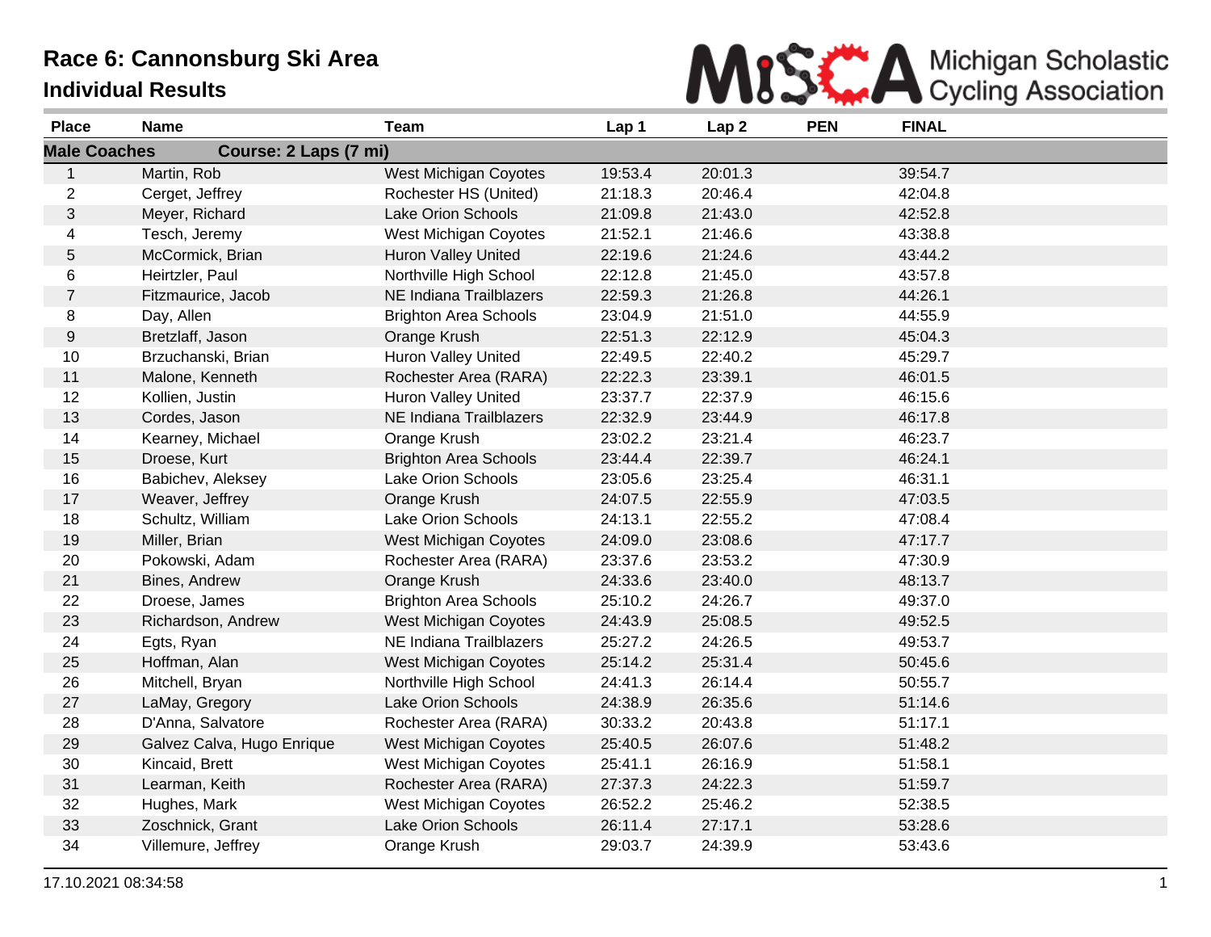# Race 6: Cannonsburg Ski Area
## Individual Results

Michigan Scholastic Cycling Association

| Place | Name | Team | Lap 1 | Lap 2 | PEN | FINAL |
|---|---|---|---|---|---|---|
| **Male Coaches** | **Course: 2 Laps (7 mi)** | | | | | |
| 1 | Martin, Rob | West Michigan Coyotes | 19:53.4 | 20:01.3 | | 39:54.7 |
| 2 | Cerget, Jeffrey | Rochester HS (United) | 21:18.3 | 20:46.4 | | 42:04.8 |
| 3 | Meyer, Richard | Lake Orion Schools | 21:09.8 | 21:43.0 | | 42:52.8 |
| 4 | Tesch, Jeremy | West Michigan Coyotes | 21:52.1 | 21:46.6 | | 43:38.8 |
| 5 | McCormick, Brian | Huron Valley United | 22:19.6 | 21:24.6 | | 43:44.2 |
| 6 | Heirtzler, Paul | Northville High School | 22:12.8 | 21:45.0 | | 43:57.8 |
| 7 | Fitzmaurice, Jacob | NE Indiana Trailblazers | 22:59.3 | 21:26.8 | | 44:26.1 |
| 8 | Day, Allen | Brighton Area Schools | 23:04.9 | 21:51.0 | | 44:55.9 |
| 9 | Bretzlaff, Jason | Orange Krush | 22:51.3 | 22:12.9 | | 45:04.3 |
| 10 | Brzuchanski, Brian | Huron Valley United | 22:49.5 | 22:40.2 | | 45:29.7 |
| 11 | Malone, Kenneth | Rochester Area (RARA) | 22:22.3 | 23:39.1 | | 46:01.5 |
| 12 | Kollien, Justin | Huron Valley United | 23:37.7 | 22:37.9 | | 46:15.6 |
| 13 | Cordes, Jason | NE Indiana Trailblazers | 22:32.9 | 23:44.9 | | 46:17.8 |
| 14 | Kearney, Michael | Orange Krush | 23:02.2 | 23:21.4 | | 46:23.7 |
| 15 | Droese, Kurt | Brighton Area Schools | 23:44.4 | 22:39.7 | | 46:24.1 |
| 16 | Babichev, Aleksey | Lake Orion Schools | 23:05.6 | 23:25.4 | | 46:31.1 |
| 17 | Weaver, Jeffrey | Orange Krush | 24:07.5 | 22:55.9 | | 47:03.5 |
| 18 | Schultz, William | Lake Orion Schools | 24:13.1 | 22:55.2 | | 47:08.4 |
| 19 | Miller, Brian | West Michigan Coyotes | 24:09.0 | 23:08.6 | | 47:17.7 |
| 20 | Pokowski, Adam | Rochester Area (RARA) | 23:37.6 | 23:53.2 | | 47:30.9 |
| 21 | Bines, Andrew | Orange Krush | 24:33.6 | 23:40.0 | | 48:13.7 |
| 22 | Droese, James | Brighton Area Schools | 25:10.2 | 24:26.7 | | 49:37.0 |
| 23 | Richardson, Andrew | West Michigan Coyotes | 24:43.9 | 25:08.5 | | 49:52.5 |
| 24 | Egts, Ryan | NE Indiana Trailblazers | 25:27.2 | 24:26.5 | | 49:53.7 |
| 25 | Hoffman, Alan | West Michigan Coyotes | 25:14.2 | 25:31.4 | | 50:45.6 |
| 26 | Mitchell, Bryan | Northville High School | 24:41.3 | 26:14.4 | | 50:55.7 |
| 27 | LaMay, Gregory | Lake Orion Schools | 24:38.9 | 26:35.6 | | 51:14.6 |
| 28 | D'Anna, Salvatore | Rochester Area (RARA) | 30:33.2 | 20:43.8 | | 51:17.1 |
| 29 | Galvez Calva, Hugo Enrique | West Michigan Coyotes | 25:40.5 | 26:07.6 | | 51:48.2 |
| 30 | Kincaid, Brett | West Michigan Coyotes | 25:41.1 | 26:16.9 | | 51:58.1 |
| 31 | Learman, Keith | Rochester Area (RARA) | 27:37.3 | 24:22.3 | | 51:59.7 |
| 32 | Hughes, Mark | West Michigan Coyotes | 26:52.2 | 25:46.2 | | 52:38.5 |
| 33 | Zoschnick, Grant | Lake Orion Schools | 26:11.4 | 27:17.1 | | 53:28.6 |
| 34 | Villemure, Jeffrey | Orange Krush | 29:03.7 | 24:39.9 | | 53:43.6 |

17.10.2021 08:34:58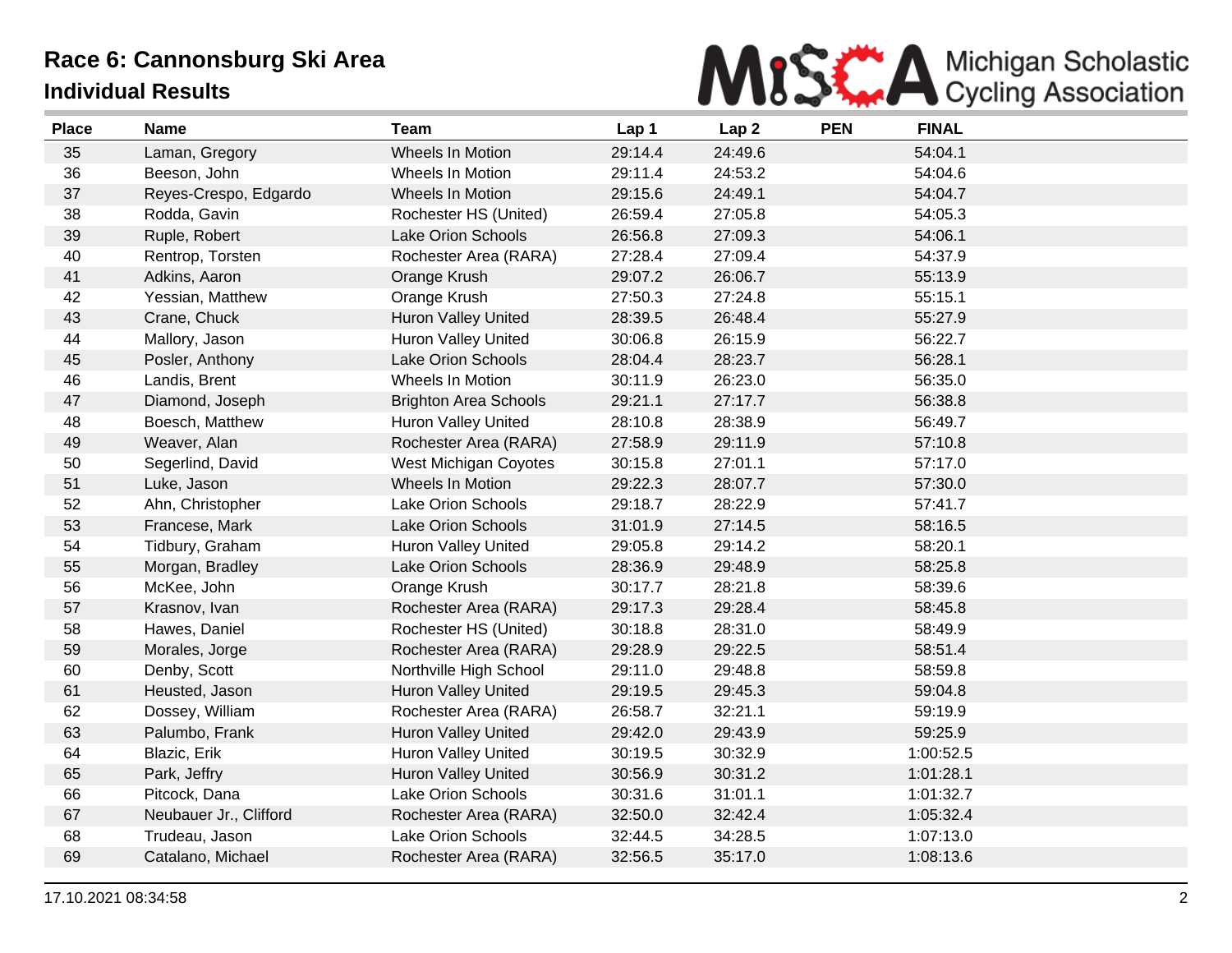# Race 6: Cannonsburg Ski Area

## Individual Results

Michigan Scholastic Cycling Association

| Place | Name | Team | Lap 1 | Lap 2 | PEN | FINAL |
|---|---|---|---|---|---|---|
| 35 | Laman, Gregory | Wheels In Motion | 29:14.4 | 24:49.6 | | 54:04.1 |
| 36 | Beeson, John | Wheels In Motion | 29:11.4 | 24:53.2 | | 54:04.6 |
| 37 | Reyes-Crespo, Edgardo | Wheels In Motion | 29:15.6 | 24:49.1 | | 54:04.7 |
| 38 | Rodda, Gavin | Rochester HS (United) | 26:59.4 | 27:05.8 | | 54:05.3 |
| 39 | Ruple, Robert | Lake Orion Schools | 26:56.8 | 27:09.3 | | 54:06.1 |
| 40 | Rentrop, Torsten | Rochester Area (RARA) | 27:28.4 | 27:09.4 | | 54:37.9 |
| 41 | Adkins, Aaron | Orange Krush | 29:07.2 | 26:06.7 | | 55:13.9 |
| 42 | Yessian, Matthew | Orange Krush | 27:50.3 | 27:24.8 | | 55:15.1 |
| 43 | Crane, Chuck | Huron Valley United | 28:39.5 | 26:48.4 | | 55:27.9 |
| 44 | Mallory, Jason | Huron Valley United | 30:06.8 | 26:15.9 | | 56:22.7 |
| 45 | Posler, Anthony | Lake Orion Schools | 28:04.4 | 28:23.7 | | 56:28.1 |
| 46 | Landis, Brent | Wheels In Motion | 30:11.9 | 26:23.0 | | 56:35.0 |
| 47 | Diamond, Joseph | Brighton Area Schools | 29:21.1 | 27:17.7 | | 56:38.8 |
| 48 | Boesch, Matthew | Huron Valley United | 28:10.8 | 28:38.9 | | 56:49.7 |
| 49 | Weaver, Alan | Rochester Area (RARA) | 27:58.9 | 29:11.9 | | 57:10.8 |
| 50 | Segerlind, David | West Michigan Coyotes | 30:15.8 | 27:01.1 | | 57:17.0 |
| 51 | Luke, Jason | Wheels In Motion | 29:22.3 | 28:07.7 | | 57:30.0 |
| 52 | Ahn, Christopher | Lake Orion Schools | 29:18.7 | 28:22.9 | | 57:41.7 |
| 53 | Francese, Mark | Lake Orion Schools | 31:01.9 | 27:14.5 | | 58:16.5 |
| 54 | Tidbury, Graham | Huron Valley United | 29:05.8 | 29:14.2 | | 58:20.1 |
| 55 | Morgan, Bradley | Lake Orion Schools | 28:36.9 | 29:48.9 | | 58:25.8 |
| 56 | McKee, John | Orange Krush | 30:17.7 | 28:21.8 | | 58:39.6 |
| 57 | Krasnov, Ivan | Rochester Area (RARA) | 29:17.3 | 29:28.4 | | 58:45.8 |
| 58 | Hawes, Daniel | Rochester HS (United) | 30:18.8 | 28:31.0 | | 58:49.9 |
| 59 | Morales, Jorge | Rochester Area (RARA) | 29:28.9 | 29:22.5 | | 58:51.4 |
| 60 | Denby, Scott | Northville High School | 29:11.0 | 29:48.8 | | 58:59.8 |
| 61 | Heusted, Jason | Huron Valley United | 29:19.5 | 29:45.3 | | 59:04.8 |
| 62 | Dossey, William | Rochester Area (RARA) | 26:58.7 | 32:21.1 | | 59:19.9 |
| 63 | Palumbo, Frank | Huron Valley United | 29:42.0 | 29:43.9 | | 59:25.9 |
| 64 | Blazic, Erik | Huron Valley United | 30:19.5 | 30:32.9 | | 1:00:52.5 |
| 65 | Park, Jeffry | Huron Valley United | 30:56.9 | 30:31.2 | | 1:01:28.1 |
| 66 | Pitcock, Dana | Lake Orion Schools | 30:31.6 | 31:01.1 | | 1:01:32.7 |
| 67 | Neubauer Jr., Clifford | Rochester Area (RARA) | 32:50.0 | 32:42.4 | | 1:05:32.4 |
| 68 | Trudeau, Jason | Lake Orion Schools | 32:44.5 | 34:28.5 | | 1:07:13.0 |
| 69 | Catalano, Michael | Rochester Area (RARA) | 32:56.5 | 35:17.0 | | 1:08:13.6 |

17.10.2021 08:34:58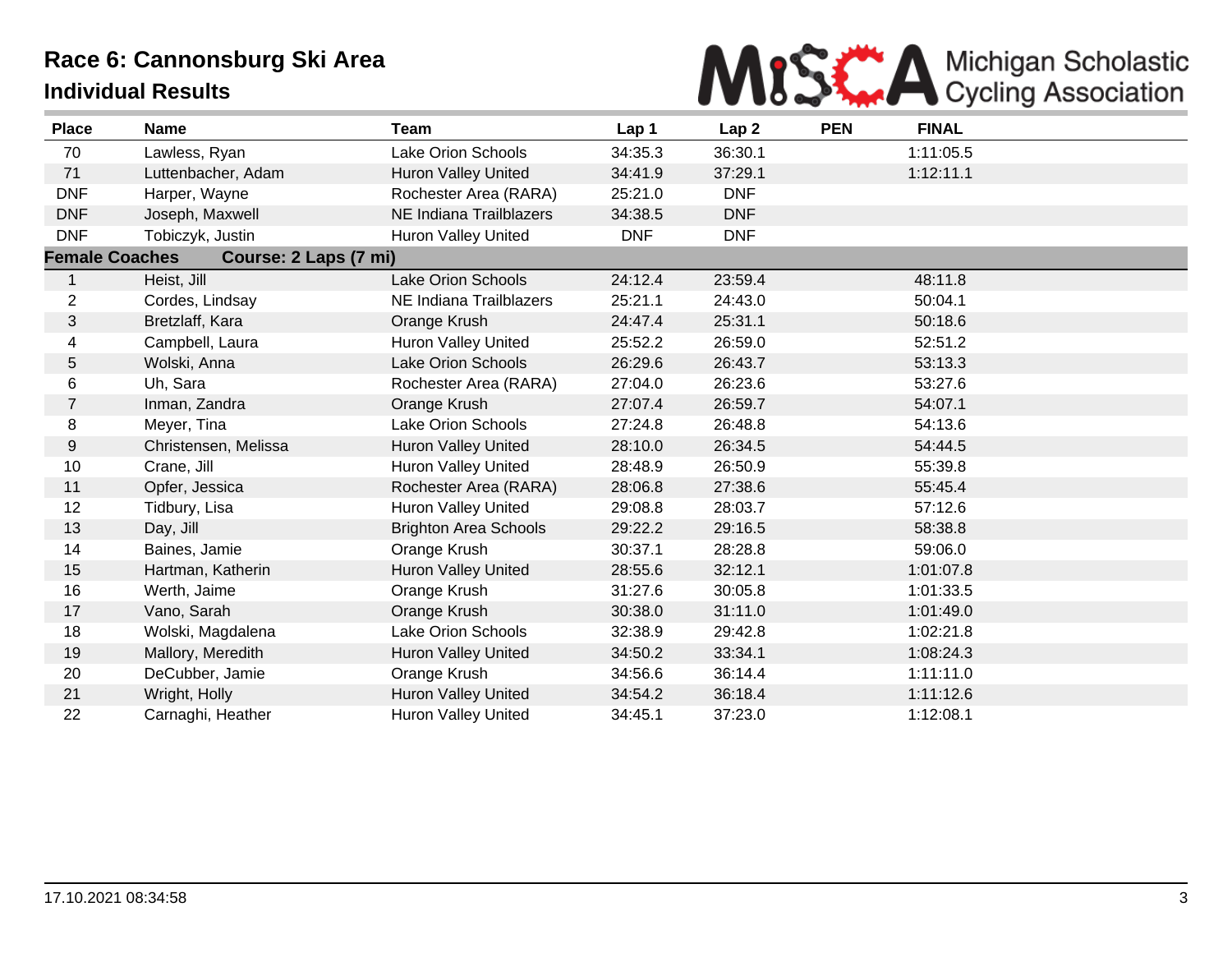# Race 6: Cannonsburg Ski Area

## Individual Results

MiSCA Michigan Scholastic Cycling Association

| Place | Name | Team | Lap 1 | Lap 2 | PEN | FINAL |
|---|---|---|---|---|---|---|
| 70 | Lawless, Ryan | Lake Orion Schools | 34:35.3 | 36:30.1 | | 1:11:05.5 |
| 71 | Luttenbacher, Adam | Huron Valley United | 34:41.9 | 37:29.1 | | 1:12:11.1 |
| DNF | Harper, Wayne | Rochester Area (RARA) | 25:21.0 | DNF | | |
| DNF | Joseph, Maxwell | NE Indiana Trailblazers | 34:38.5 | DNF | | |
| DNF | Tobiczyk, Justin | Huron Valley United | DNF | DNF | | |
| **Female Coaches** | **Course: 2 Laps (7 mi)** | | | | | |
| 1 | Heist, Jill | Lake Orion Schools | 24:12.4 | 23:59.4 | | 48:11.8 |
| 2 | Cordes, Lindsay | NE Indiana Trailblazers | 25:21.1 | 24:43.0 | | 50:04.1 |
| 3 | Bretzlaff, Kara | Orange Krush | 24:47.4 | 25:31.1 | | 50:18.6 |
| 4 | Campbell, Laura | Huron Valley United | 25:52.2 | 26:59.0 | | 52:51.2 |
| 5 | Wolski, Anna | Lake Orion Schools | 26:29.6 | 26:43.7 | | 53:13.3 |
| 6 | Uh, Sara | Rochester Area (RARA) | 27:04.0 | 26:23.6 | | 53:27.6 |
| 7 | Inman, Zandra | Orange Krush | 27:07.4 | 26:59.7 | | 54:07.1 |
| 8 | Meyer, Tina | Lake Orion Schools | 27:24.8 | 26:48.8 | | 54:13.6 |
| 9 | Christensen, Melissa | Huron Valley United | 28:10.0 | 26:34.5 | | 54:44.5 |
| 10 | Crane, Jill | Huron Valley United | 28:48.9 | 26:50.9 | | 55:39.8 |
| 11 | Opfer, Jessica | Rochester Area (RARA) | 28:06.8 | 27:38.6 | | 55:45.4 |
| 12 | Tidbury, Lisa | Huron Valley United | 29:08.8 | 28:03.7 | | 57:12.6 |
| 13 | Day, Jill | Brighton Area Schools | 29:22.2 | 29:16.5 | | 58:38.8 |
| 14 | Baines, Jamie | Orange Krush | 30:37.1 | 28:28.8 | | 59:06.0 |
| 15 | Hartman, Katherin | Huron Valley United | 28:55.6 | 32:12.1 | | 1:01:07.8 |
| 16 | Werth, Jaime | Orange Krush | 31:27.6 | 30:05.8 | | 1:01:33.5 |
| 17 | Vano, Sarah | Orange Krush | 30:38.0 | 31:11.0 | | 1:01:49.0 |
| 18 | Wolski, Magdalena | Lake Orion Schools | 32:38.9 | 29:42.8 | | 1:02:21.8 |
| 19 | Mallory, Meredith | Huron Valley United | 34:50.2 | 33:34.1 | | 1:08:24.3 |
| 20 | DeCubber, Jamie | Orange Krush | 34:56.6 | 36:14.4 | | 1:11:11.0 |
| 21 | Wright, Holly | Huron Valley United | 34:54.2 | 36:18.4 | | 1:11:12.6 |
| 22 | Carnaghi, Heather | Huron Valley United | 34:45.1 | 37:23.0 | | 1:12:08.1 |

17.10.2021 08:34:58